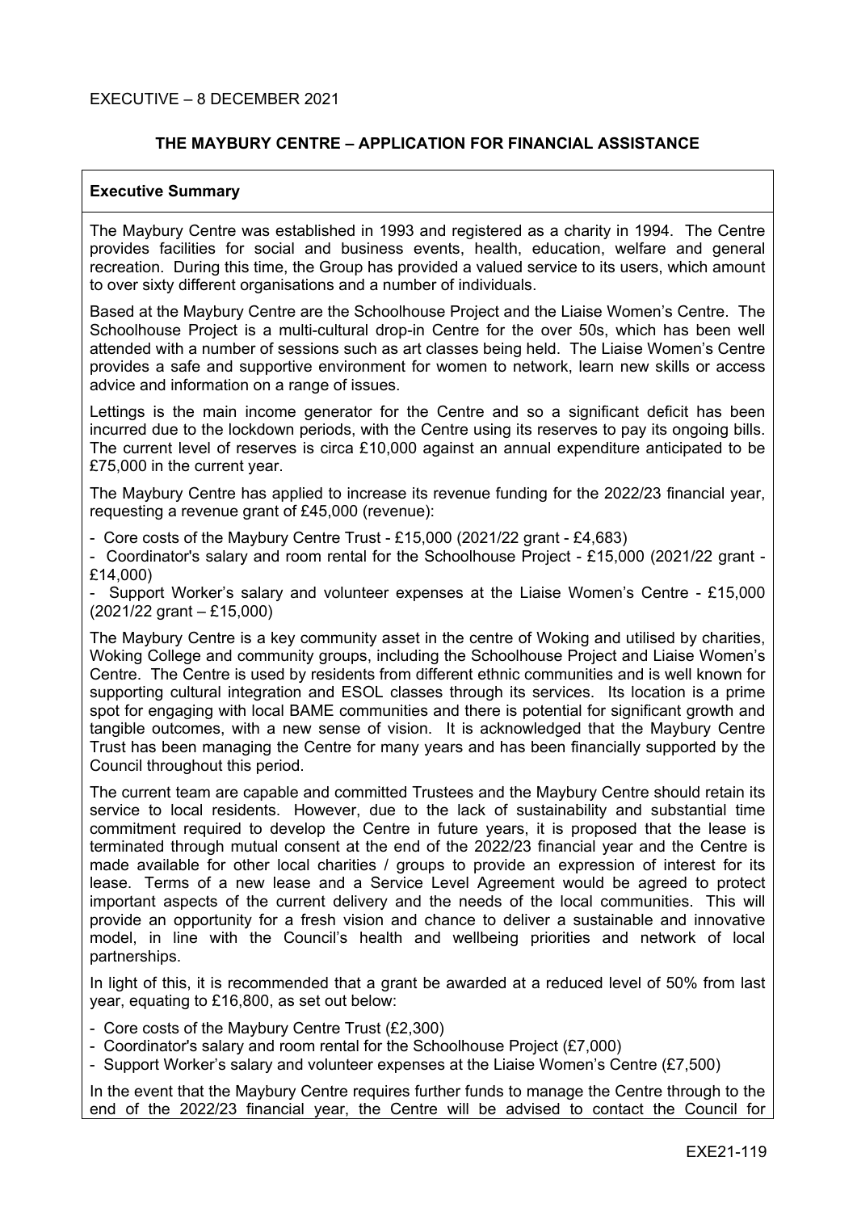EXECUTIVE – 8 DECEMBER 2021

## THE MAYBURY CENTRE – APPLICATION FOR FINANCIAL ASSISTANCE

**Executive Summary**

The Maybury Centre was established in 1993 and registered as a charity in 1994. The Centre provides facilities for social and business events, health, education, welfare and general recreation. During this time, the Group has provided a valued service to its users, which amount to over sixty different organisations and a number of individuals.

Based at the Maybury Centre are the Schoolhouse Project and the Liaise Women's Centre. The Schoolhouse Project is a multi-cultural drop-in Centre for the over 50s, which has been well attended with a number of sessions such as art classes being held. The Liaise Women's Centre provides a safe and supportive environment for women to network, learn new skills or access advice and information on a range of issues.

Lettings is the main income generator for the Centre and so a significant deficit has been incurred due to the lockdown periods, with the Centre using its reserves to pay its ongoing bills. The current level of reserves is circa £10,000 against an annual expenditure anticipated to be £75,000 in the current year.

The Maybury Centre has applied to increase its revenue funding for the 2022/23 financial year, requesting a revenue grant of £45,000 (revenue):

- Core costs of the Maybury Centre Trust - £15,000 (2021/22 grant - £4,683)
- Coordinator's salary and room rental for the Schoolhouse Project - £15,000 (2021/22 grant - £14,000)
- Support Worker's salary and volunteer expenses at the Liaise Women's Centre - £15,000 (2021/22 grant – £15,000)

The Maybury Centre is a key community asset in the centre of Woking and utilised by charities, Woking College and community groups, including the Schoolhouse Project and Liaise Women's Centre. The Centre is used by residents from different ethnic communities and is well known for supporting cultural integration and ESOL classes through its services. Its location is a prime spot for engaging with local BAME communities and there is potential for significant growth and tangible outcomes, with a new sense of vision. It is acknowledged that the Maybury Centre Trust has been managing the Centre for many years and has been financially supported by the Council throughout this period.

The current team are capable and committed Trustees and the Maybury Centre should retain its service to local residents. However, due to the lack of sustainability and substantial time commitment required to develop the Centre in future years, it is proposed that the lease is terminated through mutual consent at the end of the 2022/23 financial year and the Centre is made available for other local charities / groups to provide an expression of interest for its lease. Terms of a new lease and a Service Level Agreement would be agreed to protect important aspects of the current delivery and the needs of the local communities. This will provide an opportunity for a fresh vision and chance to deliver a sustainable and innovative model, in line with the Council's health and wellbeing priorities and network of local partnerships.

In light of this, it is recommended that a grant be awarded at a reduced level of 50% from last year, equating to £16,800, as set out below:

- Core costs of the Maybury Centre Trust (£2,300)
- Coordinator's salary and room rental for the Schoolhouse Project (£7,000)
- Support Worker's salary and volunteer expenses at the Liaise Women's Centre (£7,500)

In the event that the Maybury Centre requires further funds to manage the Centre through to the end of the 2022/23 financial year, the Centre will be advised to contact the Council for

EXE21-119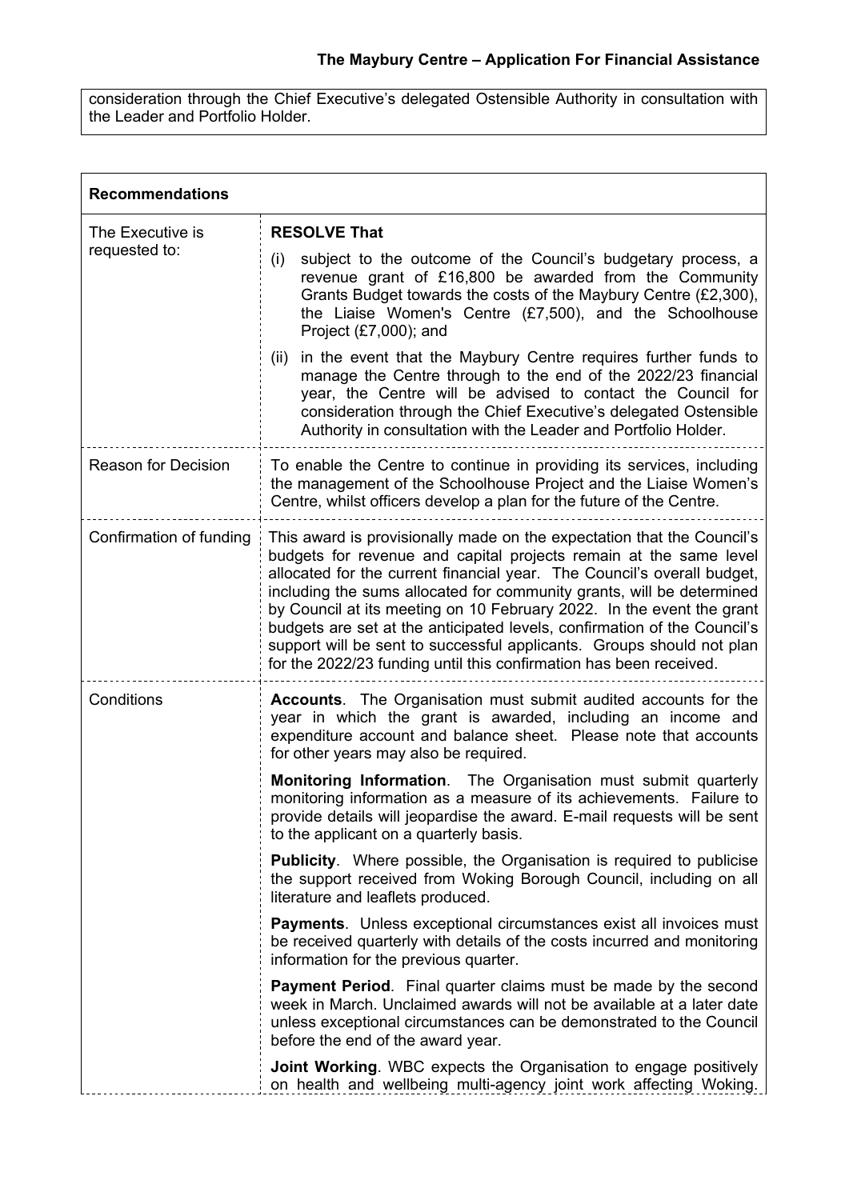consideration through the Chief Executive's delegated Ostensible Authority in consultation with the Leader and Portfolio Holder.

| **Recommendations** | |
|---|---|
| The Executive is requested to: | **RESOLVE That**<br><br>(i) subject to the outcome of the Council's budgetary process, a revenue grant of £16,800 be awarded from the Community Grants Budget towards the costs of the Maybury Centre (£2,300), the Liaise Women's Centre (£7,500), and the Schoolhouse Project (£7,000); and<br><br>(ii) in the event that the Maybury Centre requires further funds to manage the Centre through to the end of the 2022/23 financial year, the Centre will be advised to contact the Council for consideration through the Chief Executive's delegated Ostensible Authority in consultation with the Leader and Portfolio Holder. |
| Reason for Decision | To enable the Centre to continue in providing its services, including the management of the Schoolhouse Project and the Liaise Women's Centre, whilst officers develop a plan for the future of the Centre. |
| Confirmation of funding | This award is provisionally made on the expectation that the Council's budgets for revenue and capital projects remain at the same level allocated for the current financial year. The Council's overall budget, including the sums allocated for community grants, will be determined by Council at its meeting on 10 February 2022. In the event the grant budgets are set at the anticipated levels, confirmation of the Council's support will be sent to successful applicants. Groups should not plan for the 2022/23 funding until this confirmation has been received. |
| Conditions | **Accounts**. The Organisation must submit audited accounts for the year in which the grant is awarded, including an income and expenditure account and balance sheet. Please note that accounts for other years may also be required.<br><br>**Monitoring Information**. The Organisation must submit quarterly monitoring information as a measure of its achievements. Failure to provide details will jeopardise the award. E-mail requests will be sent to the applicant on a quarterly basis.<br><br>**Publicity**. Where possible, the Organisation is required to publicise the support received from Woking Borough Council, including on all literature and leaflets produced.<br><br>**Payments**. Unless exceptional circumstances exist all invoices must be received quarterly with details of the costs incurred and monitoring information for the previous quarter.<br><br>**Payment Period**. Final quarter claims must be made by the second week in March. Unclaimed awards will not be available at a later date unless exceptional circumstances can be demonstrated to the Council before the end of the award year.<br><br>**Joint Working**. WBC expects the Organisation to engage positively on health and wellbeing multi-agency joint work affecting Woking. |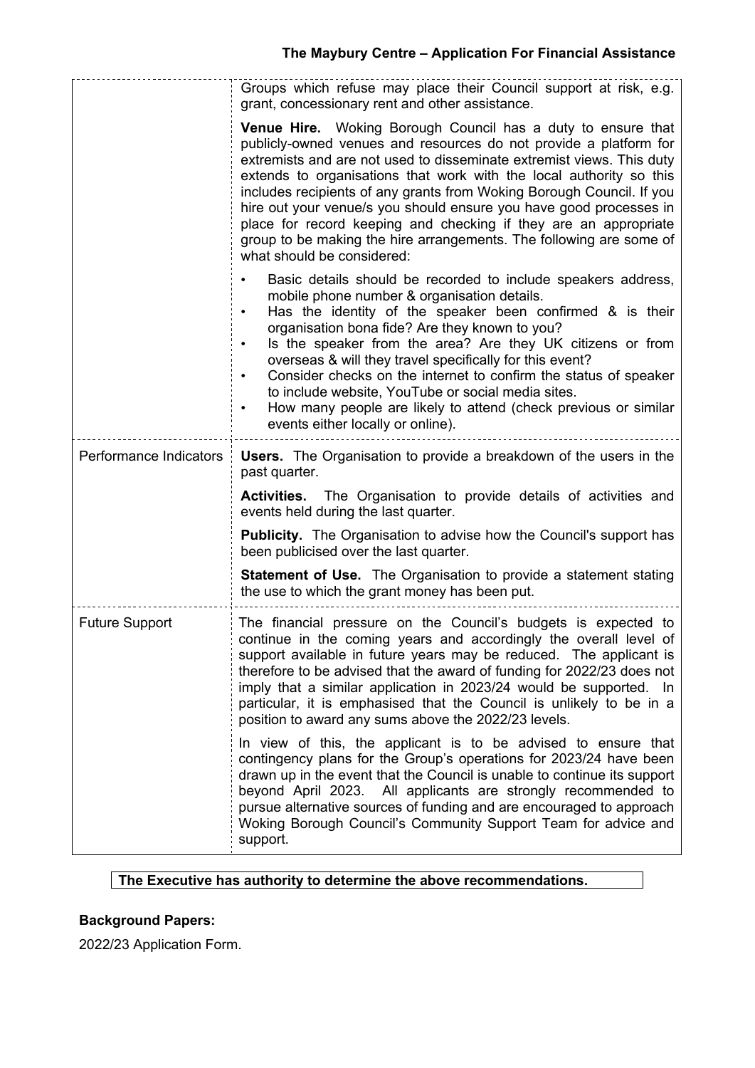| | |
|---|---|
| | Groups which refuse may place their Council support at risk, e.g. grant, concessionary rent and other assistance.<br><br>**Venue Hire.** Woking Borough Council has a duty to ensure that publicly-owned venues and resources do not provide a platform for extremists and are not used to disseminate extremist views. This duty extends to organisations that work with the local authority so this includes recipients of any grants from Woking Borough Council. If you hire out your venue/s you should ensure you have good processes in place for record keeping and checking if they are an appropriate group to be making the hire arrangements. The following are some of what should be considered:<br><br>• Basic details should be recorded to include speakers address, mobile phone number & organisation details.<br>• Has the identity of the speaker been confirmed & is their organisation bona fide? Are they known to you?<br>• Is the speaker from the area? Are they UK citizens or from overseas & will they travel specifically for this event?<br>• Consider checks on the internet to confirm the status of speaker to include website, YouTube or social media sites.<br>• How many people are likely to attend (check previous or similar events either locally or online). |
| Performance Indicators | **Users.** The Organisation to provide a breakdown of the users in the past quarter.<br><br>**Activities.** The Organisation to provide details of activities and events held during the last quarter.<br><br>**Publicity.** The Organisation to advise how the Council's support has been publicised over the last quarter.<br><br>**Statement of Use.** The Organisation to provide a statement stating the use to which the grant money has been put. |
| Future Support | The financial pressure on the Council's budgets is expected to continue in the coming years and accordingly the overall level of support available in future years may be reduced. The applicant is therefore to be advised that the award of funding for 2022/23 does not imply that a similar application in 2023/24 would be supported. In particular, it is emphasised that the Council is unlikely to be in a position to award any sums above the 2022/23 levels.<br><br>In view of this, the applicant is to be advised to ensure that contingency plans for the Group's operations for 2023/24 have been drawn up in the event that the Council is unable to continue its support beyond April 2023. All applicants are strongly recommended to pursue alternative sources of funding and are encouraged to approach Woking Borough Council's Community Support Team for advice and support. |

**The Executive has authority to determine the above recommendations.**

**Background Papers:**

2022/23 Application Form.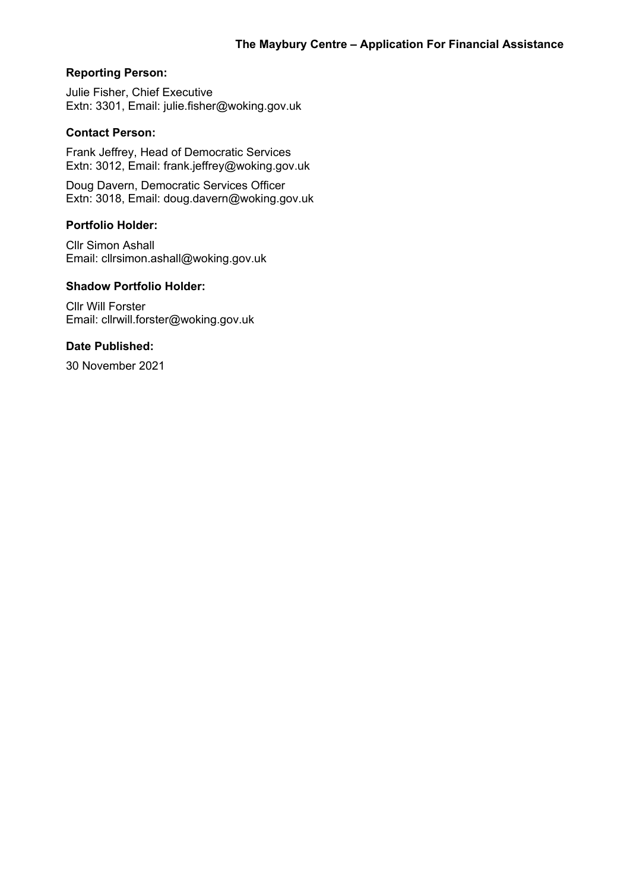# The Maybury Centre – Application For Financial Assistance

**Reporting Person:**

Julie Fisher, Chief Executive
Extn: 3301, Email: julie.fisher@woking.gov.uk

**Contact Person:**

Frank Jeffrey, Head of Democratic Services
Extn: 3012, Email: frank.jeffrey@woking.gov.uk

Doug Davern, Democratic Services Officer
Extn: 3018, Email: doug.davern@woking.gov.uk

**Portfolio Holder:**

Cllr Simon Ashall
Email: cllrsimon.ashall@woking.gov.uk

**Shadow Portfolio Holder:**

Cllr Will Forster
Email: cllrwill.forster@woking.gov.uk

**Date Published:**

30 November 2021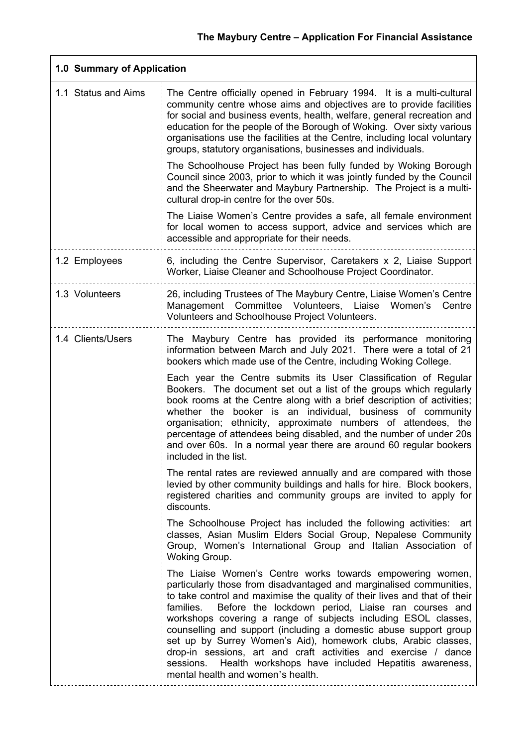## The Maybury Centre – Application For Financial Assistance

| 1.0 Summary of Application | |
|---|---|
| 1.1 Status and Aims | The Centre officially opened in February 1994. It is a multi-cultural community centre whose aims and objectives are to provide facilities for social and business events, health, welfare, general recreation and education for the people of the Borough of Woking. Over sixty various organisations use the facilities at the Centre, including local voluntary groups, statutory organisations, businesses and individuals.<br><br>The Schoolhouse Project has been fully funded by Woking Borough Council since 2003, prior to which it was jointly funded by the Council and the Sheerwater and Maybury Partnership. The Project is a multi-cultural drop-in centre for the over 50s.<br><br>The Liaise Women's Centre provides a safe, all female environment for local women to access support, advice and services which are accessible and appropriate for their needs. |
| 1.2 Employees | 6, including the Centre Supervisor, Caretakers x 2, Liaise Support Worker, Liaise Cleaner and Schoolhouse Project Coordinator. |
| 1.3 Volunteers | 26, including Trustees of The Maybury Centre, Liaise Women's Centre Management Committee Volunteers, Liaise Women's Centre Volunteers and Schoolhouse Project Volunteers. |
| 1.4 Clients/Users | The Maybury Centre has provided its performance monitoring information between March and July 2021. There were a total of 21 bookers which made use of the Centre, including Woking College.<br><br>Each year the Centre submits its User Classification of Regular Bookers. The document set out a list of the groups which regularly book rooms at the Centre along with a brief description of activities; whether the booker is an individual, business of community organisation; ethnicity, approximate numbers of attendees, the percentage of attendees being disabled, and the number of under 20s and over 60s. In a normal year there are around 60 regular bookers included in the list.<br><br>The rental rates are reviewed annually and are compared with those levied by other community buildings and halls for hire. Block bookers, registered charities and community groups are invited to apply for discounts.<br><br>The Schoolhouse Project has included the following activities: art classes, Asian Muslim Elders Social Group, Nepalese Community Group, Women's International Group and Italian Association of Woking Group.<br><br>The Liaise Women's Centre works towards empowering women, particularly those from disadvantaged and marginalised communities, to take control and maximise the quality of their lives and that of their families. Before the lockdown period, Liaise ran courses and workshops covering a range of subjects including ESOL classes, counselling and support (including a domestic abuse support group set up by Surrey Women's Aid), homework clubs, Arabic classes, drop-in sessions, art and craft activities and exercise / dance sessions. Health workshops have included Hepatitis awareness, mental health and women's health. |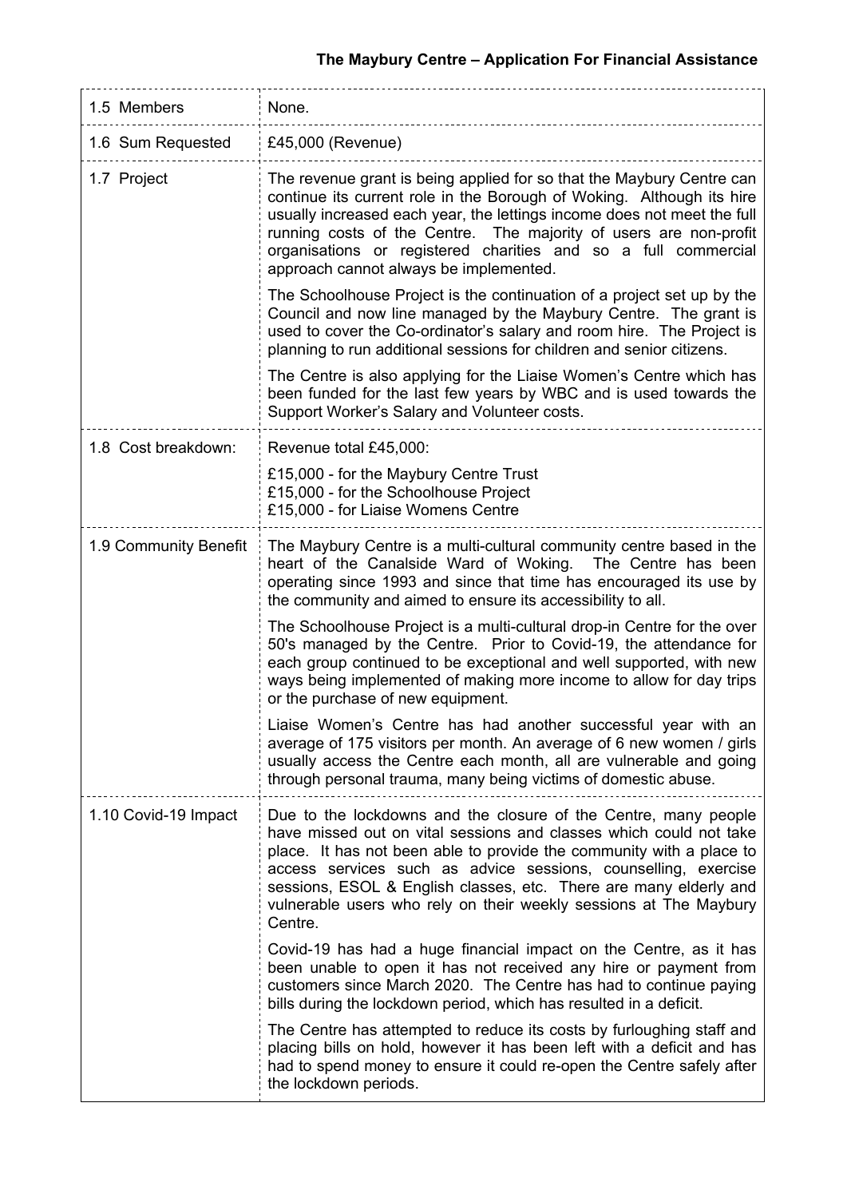| 1.5 Members | None. |
|---|---|
| 1.6 Sum Requested | £45,000 (Revenue) |
| 1.7 Project | The revenue grant is being applied for so that the Maybury Centre can continue its current role in the Borough of Woking. Although its hire usually increased each year, the lettings income does not meet the full running costs of the Centre. The majority of users are non-profit organisations or registered charities and so a full commercial approach cannot always be implemented.<br><br>The Schoolhouse Project is the continuation of a project set up by the Council and now line managed by the Maybury Centre. The grant is used to cover the Co-ordinator's salary and room hire. The Project is planning to run additional sessions for children and senior citizens.<br><br>The Centre is also applying for the Liaise Women's Centre which has been funded for the last few years by WBC and is used towards the Support Worker's Salary and Volunteer costs. |
| 1.8 Cost breakdown: | Revenue total £45,000:<br><br>£15,000 - for the Maybury Centre Trust<br>£15,000 - for the Schoolhouse Project<br>£15,000 - for Liaise Womens Centre |
| 1.9 Community Benefit | The Maybury Centre is a multi-cultural community centre based in the heart of the Canalside Ward of Woking. The Centre has been operating since 1993 and since that time has encouraged its use by the community and aimed to ensure its accessibility to all.<br><br>The Schoolhouse Project is a multi-cultural drop-in Centre for the over 50's managed by the Centre. Prior to Covid-19, the attendance for each group continued to be exceptional and well supported, with new ways being implemented of making more income to allow for day trips or the purchase of new equipment.<br><br>Liaise Women's Centre has had another successful year with an average of 175 visitors per month. An average of 6 new women / girls usually access the Centre each month, all are vulnerable and going through personal trauma, many being victims of domestic abuse. |
| 1.10 Covid-19 Impact | Due to the lockdowns and the closure of the Centre, many people have missed out on vital sessions and classes which could not take place. It has not been able to provide the community with a place to access services such as advice sessions, counselling, exercise sessions, ESOL & English classes, etc. There are many elderly and vulnerable users who rely on their weekly sessions at The Maybury Centre.<br><br>Covid-19 has had a huge financial impact on the Centre, as it has been unable to open it has not received any hire or payment from customers since March 2020. The Centre has had to continue paying bills during the lockdown period, which has resulted in a deficit.<br><br>The Centre has attempted to reduce its costs by furloughing staff and placing bills on hold, however it has been left with a deficit and has had to spend money to ensure it could re-open the Centre safely after the lockdown periods. |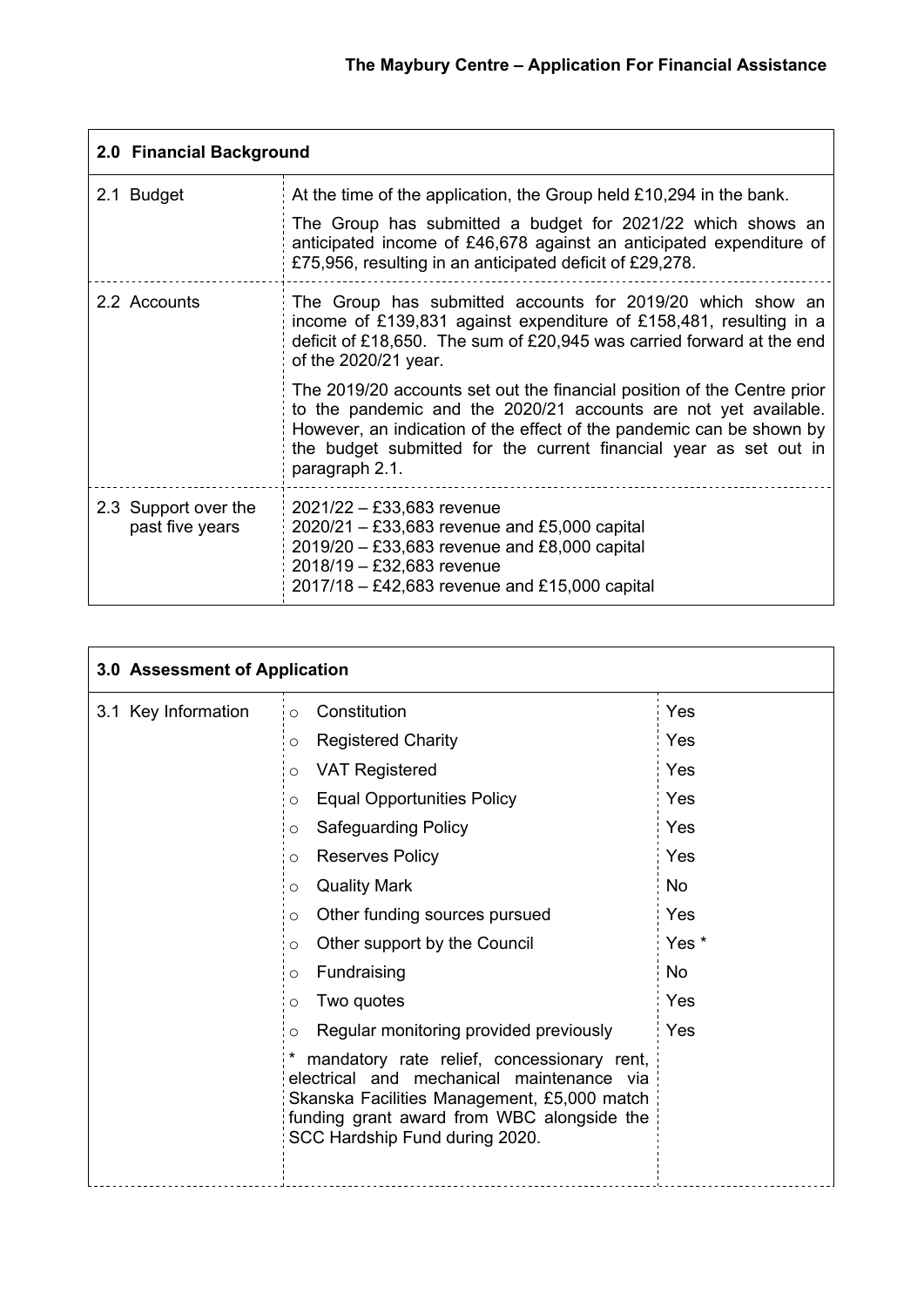| **2.0 Financial Background** | |
|---|---|
| 2.1 Budget | At the time of the application, the Group held £10,294 in the bank.<br><br>The Group has submitted a budget for 2021/22 which shows an anticipated income of £46,678 against an anticipated expenditure of £75,956, resulting in an anticipated deficit of £29,278. |
| 2.2 Accounts | The Group has submitted accounts for 2019/20 which show an income of £139,831 against expenditure of £158,481, resulting in a deficit of £18,650. The sum of £20,945 was carried forward at the end of the 2020/21 year.<br><br>The 2019/20 accounts set out the financial position of the Centre prior to the pandemic and the 2020/21 accounts are not yet available. However, an indication of the effect of the pandemic can be shown by the budget submitted for the current financial year as set out in paragraph 2.1. |
| 2.3 Support over the past five years | 2021/22 – £33,683 revenue<br>2020/21 – £33,683 revenue and £5,000 capital<br>2019/20 – £33,683 revenue and £8,000 capital<br>2018/19 – £32,683 revenue<br>2017/18 – £42,683 revenue and £15,000 capital |

| **3.0 Assessment of Application** | | |
|---|---|---|
| 3.1 Key Information | Constitution | Yes |
| | Registered Charity | Yes |
| | VAT Registered | Yes |
| | Equal Opportunities Policy | Yes |
| | Safeguarding Policy | Yes |
| | Reserves Policy | Yes |
| | Quality Mark | No |
| | Other funding sources pursued | Yes |
| | Other support by the Council | Yes * |
| | Fundraising | No |
| | Two quotes | Yes |
| | Regular monitoring provided previously | Yes |
| | * mandatory rate relief, concessionary rent, electrical and mechanical maintenance via Skanska Facilities Management, £5,000 match funding grant award from WBC alongside the SCC Hardship Fund during 2020. | |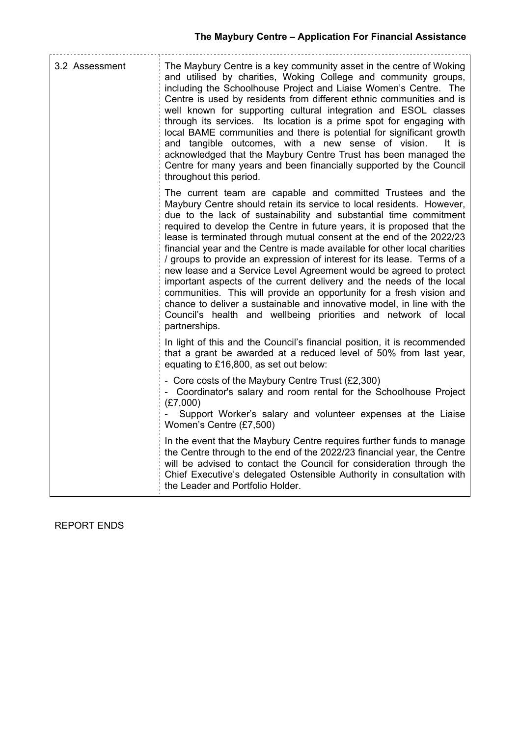| | |
|---|---|
| 3.2 Assessment | The Maybury Centre is a key community asset in the centre of Woking and utilised by charities, Woking College and community groups, including the Schoolhouse Project and Liaise Women's Centre. The Centre is used by residents from different ethnic communities and is well known for supporting cultural integration and ESOL classes through its services. Its location is a prime spot for engaging with local BAME communities and there is potential for significant growth and tangible outcomes, with a new sense of vision. It is acknowledged that the Maybury Centre Trust has been managed the Centre for many years and been financially supported by the Council throughout this period.<br><br>The current team are capable and committed Trustees and the Maybury Centre should retain its service to local residents. However, due to the lack of sustainability and substantial time commitment required to develop the Centre in future years, it is proposed that the lease is terminated through mutual consent at the end of the 2022/23 financial year and the Centre is made available for other local charities / groups to provide an expression of interest for its lease. Terms of a new lease and a Service Level Agreement would be agreed to protect important aspects of the current delivery and the needs of the local communities. This will provide an opportunity for a fresh vision and chance to deliver a sustainable and innovative model, in line with the Council's health and wellbeing priorities and network of local partnerships.<br><br>In light of this and the Council's financial position, it is recommended that a grant be awarded at a reduced level of 50% from last year, equating to £16,800, as set out below:<br><br>- Core costs of the Maybury Centre Trust (£2,300)<br>- Coordinator's salary and room rental for the Schoolhouse Project (£7,000)<br>- Support Worker's salary and volunteer expenses at the Liaise Women's Centre (£7,500)<br><br>In the event that the Maybury Centre requires further funds to manage the Centre through to the end of the 2022/23 financial year, the Centre will be advised to contact the Council for consideration through the Chief Executive's delegated Ostensible Authority in consultation with the Leader and Portfolio Holder. |

REPORT ENDS